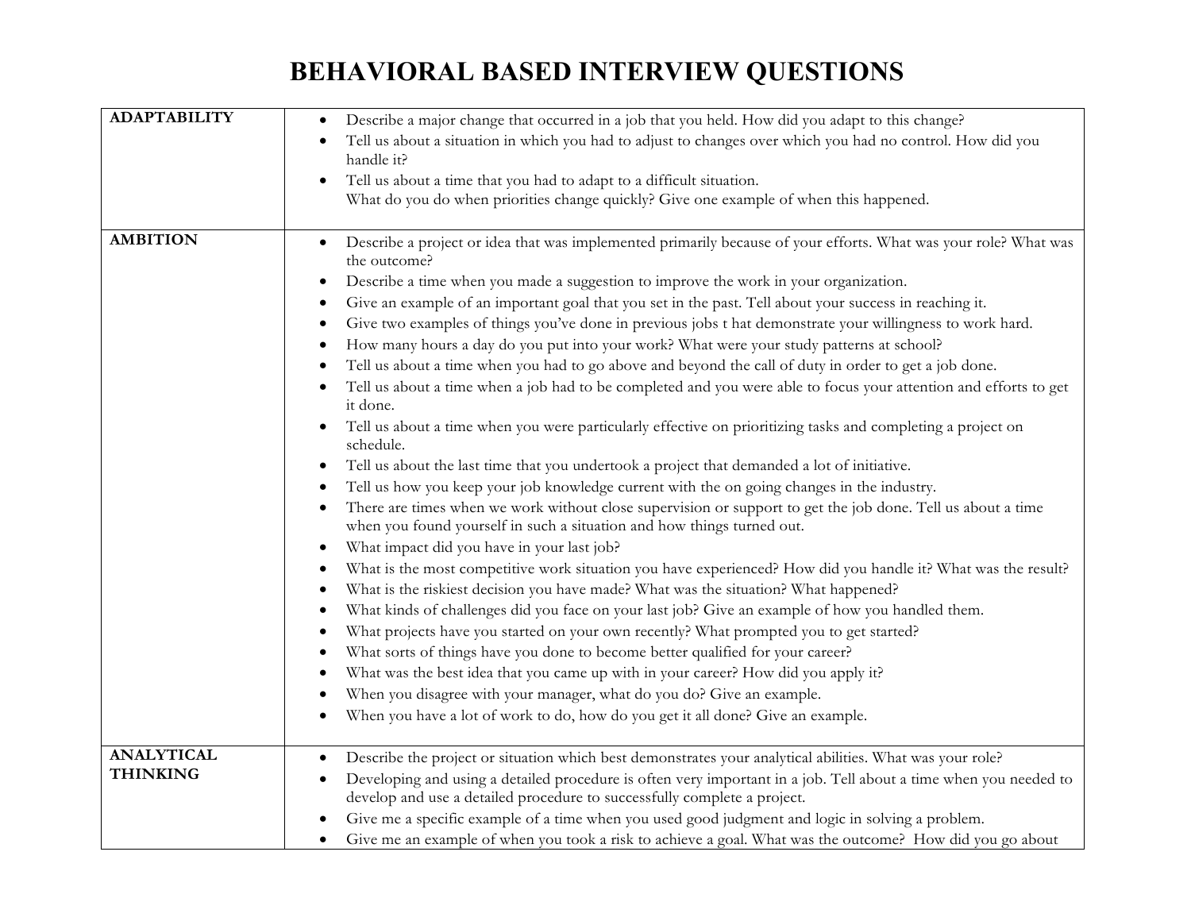# BEHAVIORAL BASED INTERVIEW QUESTIONS

| | |
|---|---|
| **ADAPTABILITY** | • Describe a major change that occurred in a job that you held. How did you adapt to this change?<br>• Tell us about a situation in which you had to adjust to changes over which you had no control. How did you handle it?<br>• Tell us about a time that you had to adapt to a difficult situation.<br>What do you do when priorities change quickly? Give one example of when this happened. |
| **AMBITION** | • Describe a project or idea that was implemented primarily because of your efforts. What was your role? What was the outcome?<br>• Describe a time when you made a suggestion to improve the work in your organization.<br>• Give an example of an important goal that you set in the past. Tell about your success in reaching it.<br>• Give two examples of things you've done in previous jobs t hat demonstrate your willingness to work hard.<br>• How many hours a day do you put into your work? What were your study patterns at school?<br>• Tell us about a time when you had to go above and beyond the call of duty in order to get a job done.<br>• Tell us about a time when a job had to be completed and you were able to focus your attention and efforts to get it done.<br>• Tell us about a time when you were particularly effective on prioritizing tasks and completing a project on schedule.<br>• Tell us about the last time that you undertook a project that demanded a lot of initiative.<br>• Tell us how you keep your job knowledge current with the on going changes in the industry.<br>• There are times when we work without close supervision or support to get the job done. Tell us about a time when you found yourself in such a situation and how things turned out.<br>• What impact did you have in your last job?<br>• What is the most competitive work situation you have experienced? How did you handle it? What was the result?<br>• What is the riskiest decision you have made? What was the situation? What happened?<br>• What kinds of challenges did you face on your last job? Give an example of how you handled them.<br>• What projects have you started on your own recently? What prompted you to get started?<br>• What sorts of things have you done to become better qualified for your career?<br>• What was the best idea that you came up with in your career? How did you apply it?<br>• When you disagree with your manager, what do you do? Give an example.<br>• When you have a lot of work to do, how do you get it all done? Give an example. |
| **ANALYTICAL THINKING** | • Describe the project or situation which best demonstrates your analytical abilities. What was your role?<br>• Developing and using a detailed procedure is often very important in a job. Tell about a time when you needed to develop and use a detailed procedure to successfully complete a project.<br>• Give me a specific example of a time when you used good judgment and logic in solving a problem.<br>• Give me an example of when you took a risk to achieve a goal. What was the outcome? How did you go about |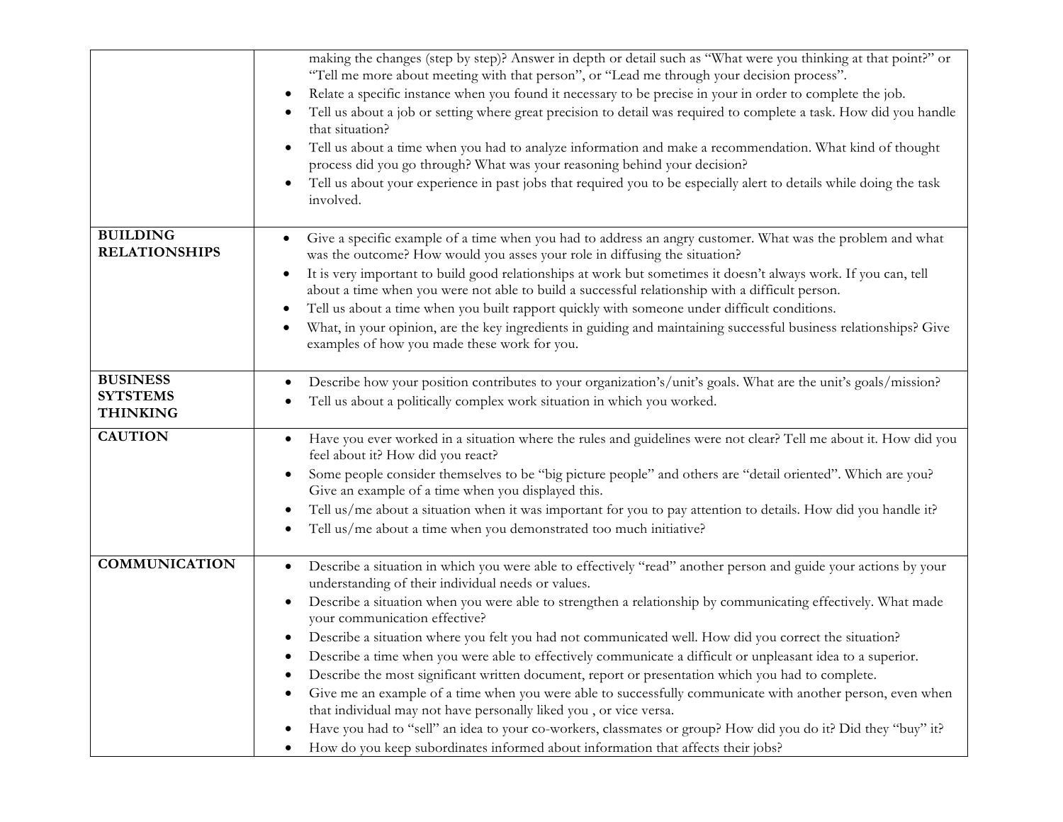| | |
|---|---|
| | making the changes (step by step)? Answer in depth or detail such as "What were you thinking at that point?" or "Tell me more about meeting with that person", or "Lead me through your decision process".<br>• Relate a specific instance when you found it necessary to be precise in your in order to complete the job.<br>• Tell us about a job or setting where great precision to detail was required to complete a task. How did you handle that situation?<br>• Tell us about a time when you had to analyze information and make a recommendation. What kind of thought process did you go through? What was your reasoning behind your decision?<br>• Tell us about your experience in past jobs that required you to be especially alert to details while doing the task involved. |
| **BUILDING RELATIONSHIPS** | • Give a specific example of a time when you had to address an angry customer. What was the problem and what was the outcome? How would you asses your role in diffusing the situation?<br>• It is very important to build good relationships at work but sometimes it doesn't always work. If you can, tell about a time when you were not able to build a successful relationship with a difficult person.<br>• Tell us about a time when you built rapport quickly with someone under difficult conditions.<br>• What, in your opinion, are the key ingredients in guiding and maintaining successful business relationships? Give examples of how you made these work for you. |
| **BUSINESS SYTSTEMS THINKING** | • Describe how your position contributes to your organization's/unit's goals. What are the unit's goals/mission?<br>• Tell us about a politically complex work situation in which you worked. |
| **CAUTION** | • Have you ever worked in a situation where the rules and guidelines were not clear? Tell me about it. How did you feel about it? How did you react?<br>• Some people consider themselves to be "big picture people" and others are "detail oriented". Which are you? Give an example of a time when you displayed this.<br>• Tell us/me about a situation when it was important for you to pay attention to details. How did you handle it?<br>• Tell us/me about a time when you demonstrated too much initiative? |
| **COMMUNICATION** | • Describe a situation in which you were able to effectively "read" another person and guide your actions by your understanding of their individual needs or values.<br>• Describe a situation when you were able to strengthen a relationship by communicating effectively. What made your communication effective?<br>• Describe a situation where you felt you had not communicated well. How did you correct the situation?<br>• Describe a time when you were able to effectively communicate a difficult or unpleasant idea to a superior.<br>• Describe the most significant written document, report or presentation which you had to complete.<br>• Give me an example of a time when you were able to successfully communicate with another person, even when that individual may not have personally liked you , or vice versa.<br>• Have you had to "sell" an idea to your co-workers, classmates or group? How did you do it? Did they "buy" it?<br>• How do you keep subordinates informed about information that affects their jobs? |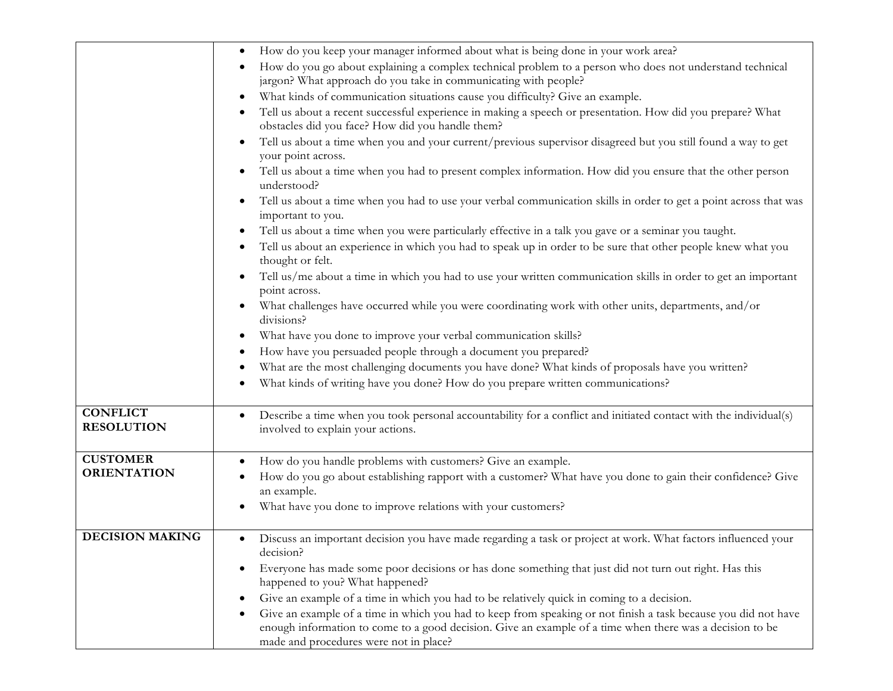| | |
|---|---|
| | • How do you keep your manager informed about what is being done in your work area?<br>• How do you go about explaining a complex technical problem to a person who does not understand technical jargon? What approach do you take in communicating with people?<br>• What kinds of communication situations cause you difficulty? Give an example.<br>• Tell us about a recent successful experience in making a speech or presentation. How did you prepare? What obstacles did you face? How did you handle them?<br>• Tell us about a time when you and your current/previous supervisor disagreed but you still found a way to get your point across.<br>• Tell us about a time when you had to present complex information. How did you ensure that the other person understood?<br>• Tell us about a time when you had to use your verbal communication skills in order to get a point across that was important to you.<br>• Tell us about a time when you were particularly effective in a talk you gave or a seminar you taught.<br>• Tell us about an experience in which you had to speak up in order to be sure that other people knew what you thought or felt.<br>• Tell us/me about a time in which you had to use your written communication skills in order to get an important point across.<br>• What challenges have occurred while you were coordinating work with other units, departments, and/or divisions?<br>• What have you done to improve your verbal communication skills?<br>• How have you persuaded people through a document you prepared?<br>• What are the most challenging documents you have done? What kinds of proposals have you written?<br>• What kinds of writing have you done? How do you prepare written communications? |
| **CONFLICT RESOLUTION** | • Describe a time when you took personal accountability for a conflict and initiated contact with the individual(s) involved to explain your actions. |
| **CUSTOMER ORIENTATION** | • How do you handle problems with customers? Give an example.<br>• How do you go about establishing rapport with a customer? What have you done to gain their confidence? Give an example.<br>• What have you done to improve relations with your customers? |
| **DECISION MAKING** | • Discuss an important decision you have made regarding a task or project at work. What factors influenced your decision?<br>• Everyone has made some poor decisions or has done something that just did not turn out right. Has this happened to you? What happened?<br>• Give an example of a time in which you had to be relatively quick in coming to a decision.<br>• Give an example of a time in which you had to keep from speaking or not finish a task because you did not have enough information to come to a good decision. Give an example of a time when there was a decision to be made and procedures were not in place? |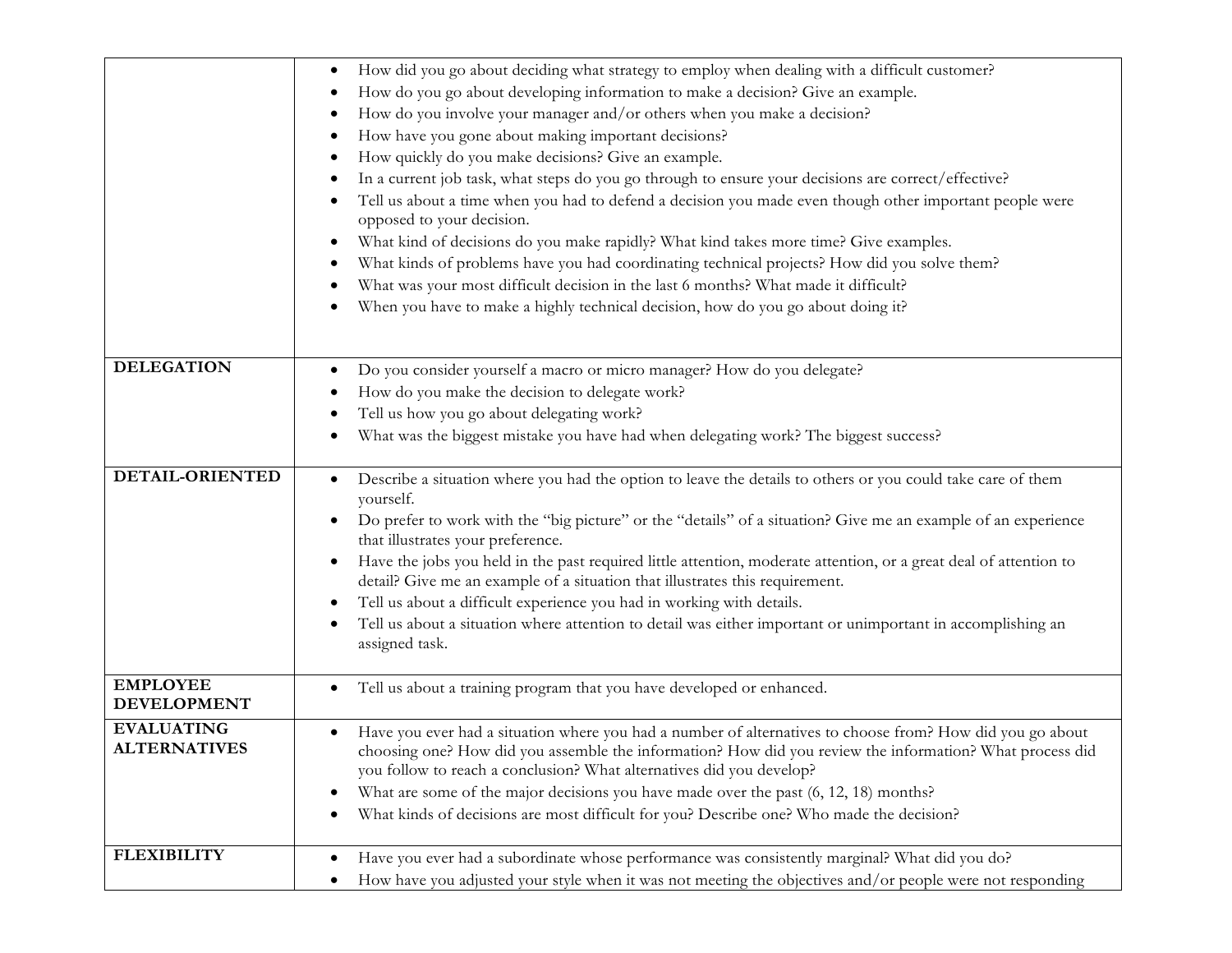| | |
|---|---|
| | • How did you go about deciding what strategy to employ when dealing with a difficult customer?<br>• How do you go about developing information to make a decision? Give an example.<br>• How do you involve your manager and/or others when you make a decision?<br>• How have you gone about making important decisions?<br>• How quickly do you make decisions? Give an example.<br>• In a current job task, what steps do you go through to ensure your decisions are correct/effective?<br>• Tell us about a time when you had to defend a decision you made even though other important people were opposed to your decision.<br>• What kind of decisions do you make rapidly? What kind takes more time? Give examples.<br>• What kinds of problems have you had coordinating technical projects? How did you solve them?<br>• What was your most difficult decision in the last 6 months? What made it difficult?<br>• When you have to make a highly technical decision, how do you go about doing it? |
| **DELEGATION** | • Do you consider yourself a macro or micro manager? How do you delegate?<br>• How do you make the decision to delegate work?<br>• Tell us how you go about delegating work?<br>• What was the biggest mistake you have had when delegating work? The biggest success? |
| **DETAIL-ORIENTED** | • Describe a situation where you had the option to leave the details to others or you could take care of them yourself.<br>• Do prefer to work with the "big picture" or the "details" of a situation? Give me an example of an experience that illustrates your preference.<br>• Have the jobs you held in the past required little attention, moderate attention, or a great deal of attention to detail? Give me an example of a situation that illustrates this requirement.<br>• Tell us about a difficult experience you had in working with details.<br>• Tell us about a situation where attention to detail was either important or unimportant in accomplishing an assigned task. |
| **EMPLOYEE DEVELOPMENT** | • Tell us about a training program that you have developed or enhanced. |
| **EVALUATING ALTERNATIVES** | • Have you ever had a situation where you had a number of alternatives to choose from? How did you go about choosing one? How did you assemble the information? How did you review the information? What process did you follow to reach a conclusion? What alternatives did you develop?<br>• What are some of the major decisions you have made over the past (6, 12, 18) months?<br>• What kinds of decisions are most difficult for you? Describe one? Who made the decision? |
| **FLEXIBILITY** | • Have you ever had a subordinate whose performance was consistently marginal? What did you do?<br>• How have you adjusted your style when it was not meeting the objectives and/or people were not responding |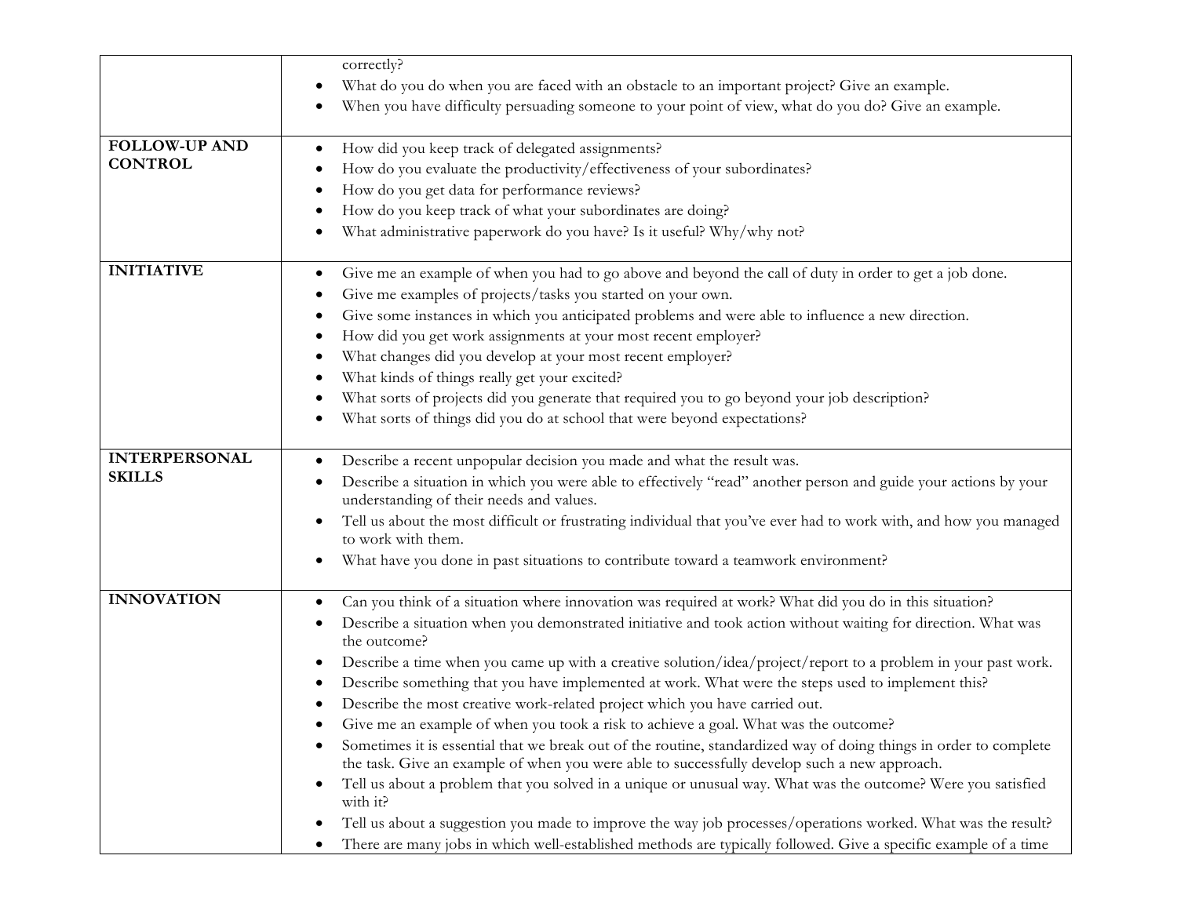| | |
|---|---|
| | correctly?<br>• What do you do when you are faced with an obstacle to an important project? Give an example.<br>• When you have difficulty persuading someone to your point of view, what do you do? Give an example. |
| **FOLLOW-UP AND CONTROL** | • How did you keep track of delegated assignments?<br>• How do you evaluate the productivity/effectiveness of your subordinates?<br>• How do you get data for performance reviews?<br>• How do you keep track of what your subordinates are doing?<br>• What administrative paperwork do you have? Is it useful? Why/why not? |
| **INITIATIVE** | • Give me an example of when you had to go above and beyond the call of duty in order to get a job done.<br>• Give me examples of projects/tasks you started on your own.<br>• Give some instances in which you anticipated problems and were able to influence a new direction.<br>• How did you get work assignments at your most recent employer?<br>• What changes did you develop at your most recent employer?<br>• What kinds of things really get your excited?<br>• What sorts of projects did you generate that required you to go beyond your job description?<br>• What sorts of things did you do at school that were beyond expectations? |
| **INTERPERSONAL SKILLS** | • Describe a recent unpopular decision you made and what the result was.<br>• Describe a situation in which you were able to effectively "read" another person and guide your actions by your understanding of their needs and values.<br>• Tell us about the most difficult or frustrating individual that you've ever had to work with, and how you managed to work with them.<br>• What have you done in past situations to contribute toward a teamwork environment? |
| **INNOVATION** | • Can you think of a situation where innovation was required at work? What did you do in this situation?<br>• Describe a situation when you demonstrated initiative and took action without waiting for direction. What was the outcome?<br>• Describe a time when you came up with a creative solution/idea/project/report to a problem in your past work.<br>• Describe something that you have implemented at work. What were the steps used to implement this?<br>• Describe the most creative work-related project which you have carried out.<br>• Give me an example of when you took a risk to achieve a goal. What was the outcome?<br>• Sometimes it is essential that we break out of the routine, standardized way of doing things in order to complete the task. Give an example of when you were able to successfully develop such a new approach.<br>• Tell us about a problem that you solved in a unique or unusual way. What was the outcome? Were you satisfied with it?<br>• Tell us about a suggestion you made to improve the way job processes/operations worked. What was the result?<br>• There are many jobs in which well-established methods are typically followed. Give a specific example of a time |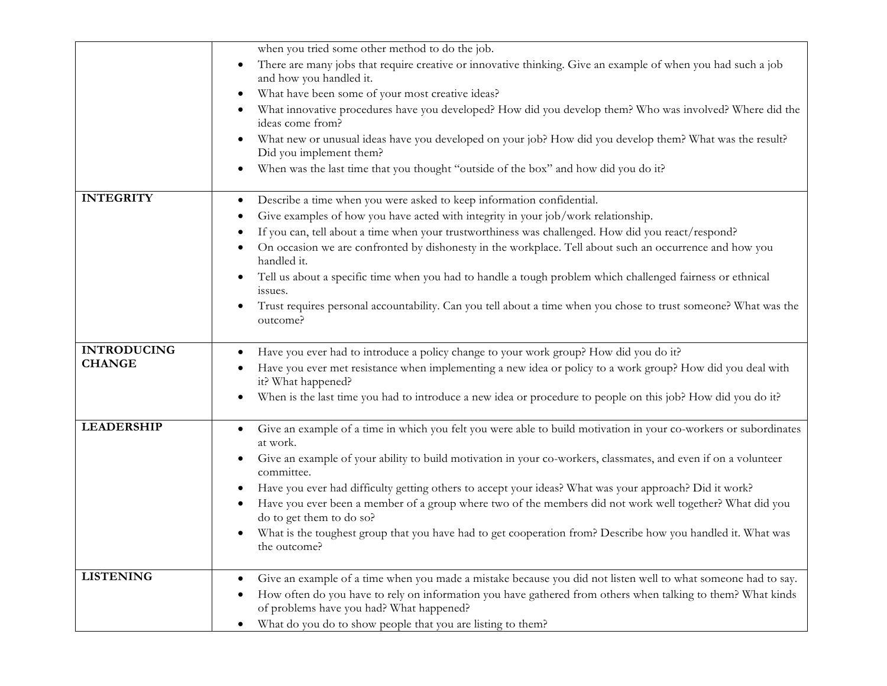| | |
|---|---|
| | when you tried some other method to do the job.<br>• There are many jobs that require creative or innovative thinking. Give an example of when you had such a job and how you handled it.<br>• What have been some of your most creative ideas?<br>• What innovative procedures have you developed? How did you develop them? Who was involved? Where did the ideas come from?<br>• What new or unusual ideas have you developed on your job? How did you develop them? What was the result? Did you implement them?<br>• When was the last time that you thought "outside of the box" and how did you do it? |
| **INTEGRITY** | • Describe a time when you were asked to keep information confidential.<br>• Give examples of how you have acted with integrity in your job/work relationship.<br>• If you can, tell about a time when your trustworthiness was challenged. How did you react/respond?<br>• On occasion we are confronted by dishonesty in the workplace. Tell about such an occurrence and how you handled it.<br>• Tell us about a specific time when you had to handle a tough problem which challenged fairness or ethnical issues.<br>• Trust requires personal accountability. Can you tell about a time when you chose to trust someone? What was the outcome? |
| **INTRODUCING CHANGE** | • Have you ever had to introduce a policy change to your work group? How did you do it?<br>• Have you ever met resistance when implementing a new idea or policy to a work group? How did you deal with it? What happened?<br>• When is the last time you had to introduce a new idea or procedure to people on this job? How did you do it? |
| **LEADERSHIP** | • Give an example of a time in which you felt you were able to build motivation in your co-workers or subordinates at work.<br>• Give an example of your ability to build motivation in your co-workers, classmates, and even if on a volunteer committee.<br>• Have you ever had difficulty getting others to accept your ideas? What was your approach? Did it work?<br>• Have you ever been a member of a group where two of the members did not work well together? What did you do to get them to do so?<br>• What is the toughest group that you have had to get cooperation from? Describe how you handled it. What was the outcome? |
| **LISTENING** | • Give an example of a time when you made a mistake because you did not listen well to what someone had to say.<br>• How often do you have to rely on information you have gathered from others when talking to them? What kinds of problems have you had? What happened?<br>• What do you do to show people that you are listing to them? |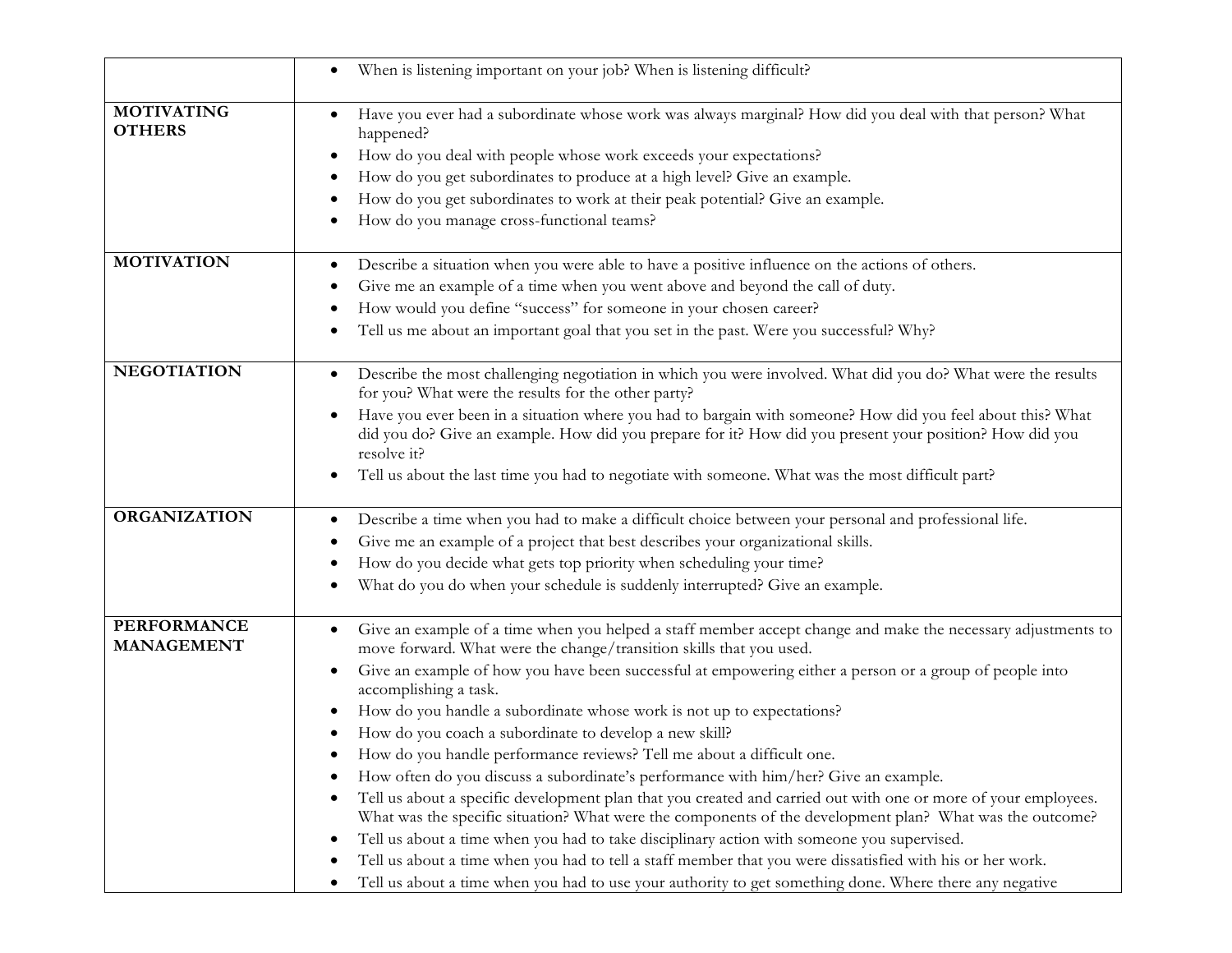| | |
|---|---|
| | • When is listening important on your job? When is listening difficult? |
| **MOTIVATING OTHERS** | • Have you ever had a subordinate whose work was always marginal? How did you deal with that person? What happened?<br>• How do you deal with people whose work exceeds your expectations?<br>• How do you get subordinates to produce at a high level? Give an example.<br>• How do you get subordinates to work at their peak potential? Give an example.<br>• How do you manage cross-functional teams? |
| **MOTIVATION** | • Describe a situation when you were able to have a positive influence on the actions of others.<br>• Give me an example of a time when you went above and beyond the call of duty.<br>• How would you define "success" for someone in your chosen career?<br>• Tell us me about an important goal that you set in the past. Were you successful? Why? |
| **NEGOTIATION** | • Describe the most challenging negotiation in which you were involved. What did you do? What were the results for you? What were the results for the other party?<br>• Have you ever been in a situation where you had to bargain with someone? How did you feel about this? What did you do? Give an example. How did you prepare for it? How did you present your position? How did you resolve it?<br>• Tell us about the last time you had to negotiate with someone. What was the most difficult part? |
| **ORGANIZATION** | • Describe a time when you had to make a difficult choice between your personal and professional life.<br>• Give me an example of a project that best describes your organizational skills.<br>• How do you decide what gets top priority when scheduling your time?<br>• What do you do when your schedule is suddenly interrupted? Give an example. |
| **PERFORMANCE MANAGEMENT** | • Give an example of a time when you helped a staff member accept change and make the necessary adjustments to move forward. What were the change/transition skills that you used.<br>• Give an example of how you have been successful at empowering either a person or a group of people into accomplishing a task.<br>• How do you handle a subordinate whose work is not up to expectations?<br>• How do you coach a subordinate to develop a new skill?<br>• How do you handle performance reviews? Tell me about a difficult one.<br>• How often do you discuss a subordinate's performance with him/her? Give an example.<br>• Tell us about a specific development plan that you created and carried out with one or more of your employees. What was the specific situation? What were the components of the development plan? What was the outcome?<br>• Tell us about a time when you had to take disciplinary action with someone you supervised.<br>• Tell us about a time when you had to tell a staff member that you were dissatisfied with his or her work.<br>• Tell us about a time when you had to use your authority to get something done. Where there any negative |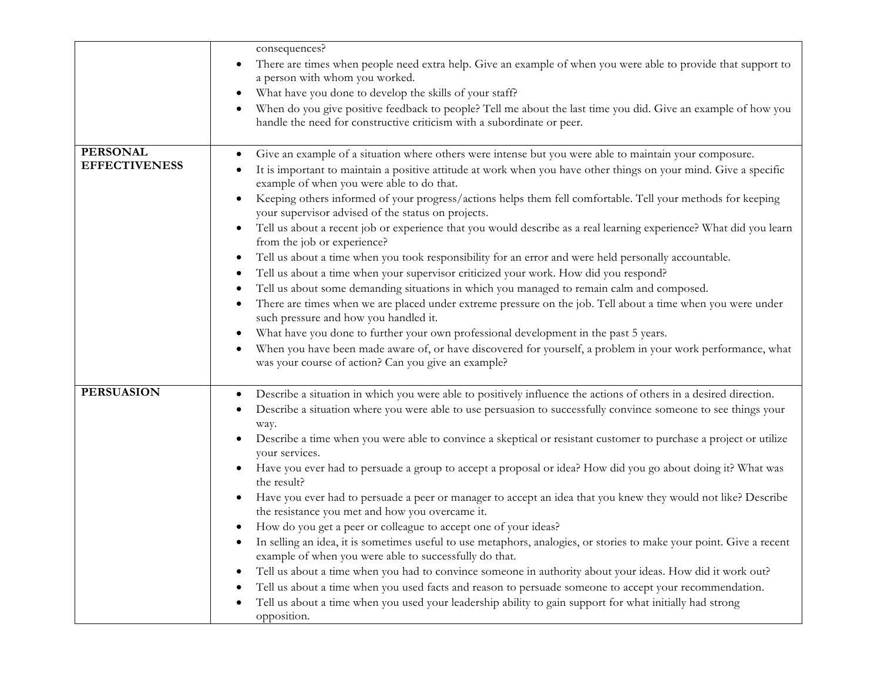| | |
|---|---|
| | consequences?<br>• There are times when people need extra help. Give an example of when you were able to provide that support to a person with whom you worked.<br>• What have you done to develop the skills of your staff?<br>• When do you give positive feedback to people? Tell me about the last time you did. Give an example of how you handle the need for constructive criticism with a subordinate or peer. |
| **PERSONAL EFFECTIVENESS** | • Give an example of a situation where others were intense but you were able to maintain your composure.<br>• It is important to maintain a positive attitude at work when you have other things on your mind. Give a specific example of when you were able to do that.<br>• Keeping others informed of your progress/actions helps them fell comfortable. Tell your methods for keeping your supervisor advised of the status on projects.<br>• Tell us about a recent job or experience that you would describe as a real learning experience? What did you learn from the job or experience?<br>• Tell us about a time when you took responsibility for an error and were held personally accountable.<br>• Tell us about a time when your supervisor criticized your work. How did you respond?<br>• Tell us about some demanding situations in which you managed to remain calm and composed.<br>• There are times when we are placed under extreme pressure on the job. Tell about a time when you were under such pressure and how you handled it.<br>• What have you done to further your own professional development in the past 5 years.<br>• When you have been made aware of, or have discovered for yourself, a problem in your work performance, what was your course of action? Can you give an example? |
| **PERSUASION** | • Describe a situation in which you were able to positively influence the actions of others in a desired direction.<br>• Describe a situation where you were able to use persuasion to successfully convince someone to see things your way.<br>• Describe a time when you were able to convince a skeptical or resistant customer to purchase a project or utilize your services.<br>• Have you ever had to persuade a group to accept a proposal or idea? How did you go about doing it? What was the result?<br>• Have you ever had to persuade a peer or manager to accept an idea that you knew they would not like? Describe the resistance you met and how you overcame it.<br>• How do you get a peer or colleague to accept one of your ideas?<br>• In selling an idea, it is sometimes useful to use metaphors, analogies, or stories to make your point. Give a recent example of when you were able to successfully do that.<br>• Tell us about a time when you had to convince someone in authority about your ideas. How did it work out?<br>• Tell us about a time when you used facts and reason to persuade someone to accept your recommendation.<br>• Tell us about a time when you used your leadership ability to gain support for what initially had strong opposition. |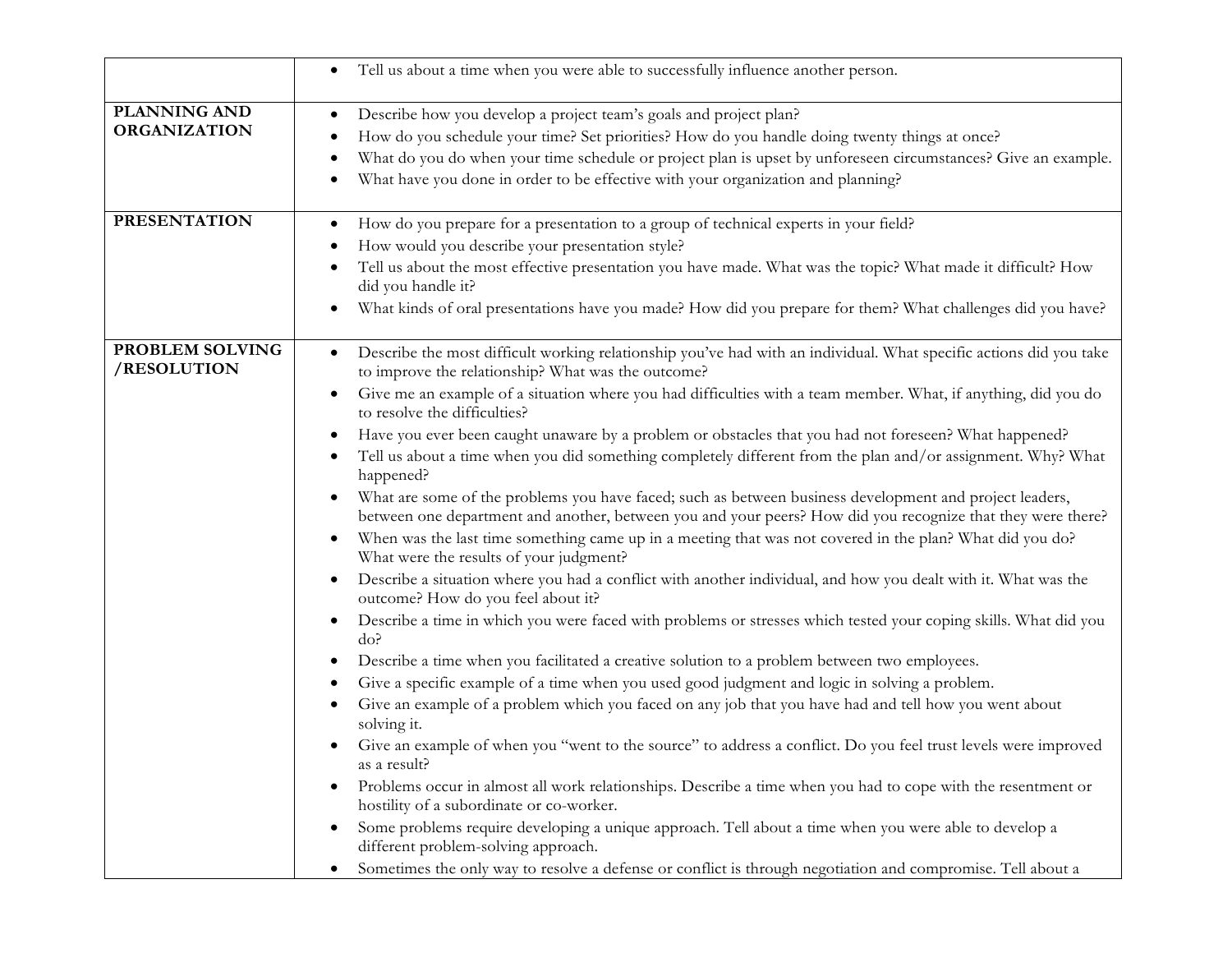| | |
|---|---|
| | • Tell us about a time when you were able to successfully influence another person. |
| **PLANNING AND ORGANIZATION** | • Describe how you develop a project team's goals and project plan?<br>• How do you schedule your time? Set priorities? How do you handle doing twenty things at once?<br>• What do you do when your time schedule or project plan is upset by unforeseen circumstances? Give an example.<br>• What have you done in order to be effective with your organization and planning? |
| **PRESENTATION** | • How do you prepare for a presentation to a group of technical experts in your field?<br>• How would you describe your presentation style?<br>• Tell us about the most effective presentation you have made. What was the topic? What made it difficult? How did you handle it?<br>• What kinds of oral presentations have you made? How did you prepare for them? What challenges did you have? |
| **PROBLEM SOLVING /RESOLUTION** | • Describe the most difficult working relationship you've had with an individual. What specific actions did you take to improve the relationship? What was the outcome?<br>• Give me an example of a situation where you had difficulties with a team member. What, if anything, did you do to resolve the difficulties?<br>• Have you ever been caught unaware by a problem or obstacles that you had not foreseen? What happened?<br>• Tell us about a time when you did something completely different from the plan and/or assignment. Why? What happened?<br>• What are some of the problems you have faced; such as between business development and project leaders, between one department and another, between you and your peers? How did you recognize that they were there?<br>• When was the last time something came up in a meeting that was not covered in the plan? What did you do? What were the results of your judgment?<br>• Describe a situation where you had a conflict with another individual, and how you dealt with it. What was the outcome? How do you feel about it?<br>• Describe a time in which you were faced with problems or stresses which tested your coping skills. What did you do?<br>• Describe a time when you facilitated a creative solution to a problem between two employees.<br>• Give a specific example of a time when you used good judgment and logic in solving a problem.<br>• Give an example of a problem which you faced on any job that you have had and tell how you went about solving it.<br>• Give an example of when you "went to the source" to address a conflict. Do you feel trust levels were improved as a result?<br>• Problems occur in almost all work relationships. Describe a time when you had to cope with the resentment or hostility of a subordinate or co-worker.<br>• Some problems require developing a unique approach. Tell about a time when you were able to develop a different problem-solving approach.<br>• Sometimes the only way to resolve a defense or conflict is through negotiation and compromise. Tell about a |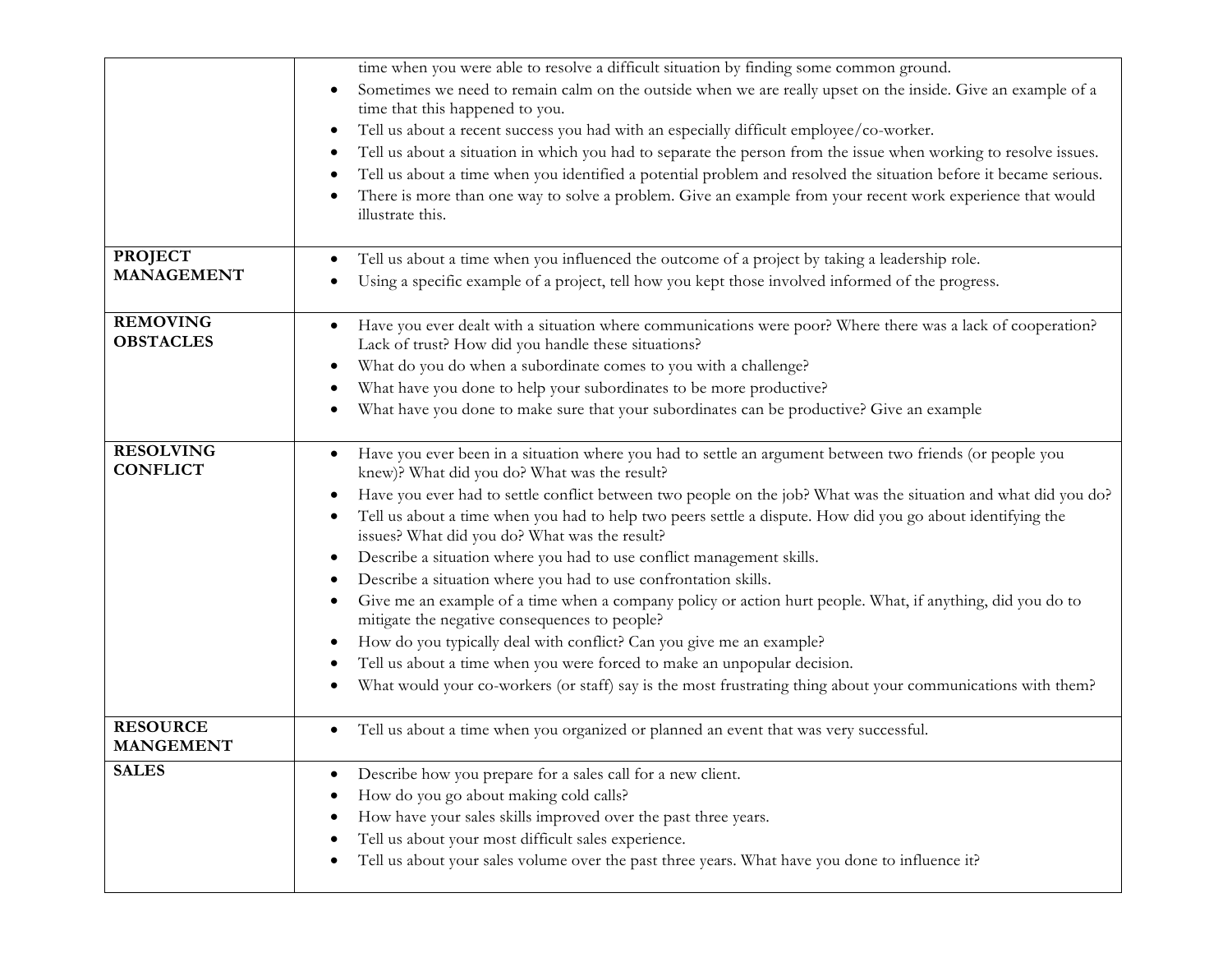| | |
|---|---|
| | time when you were able to resolve a difficult situation by finding some common ground.<br>• Sometimes we need to remain calm on the outside when we are really upset on the inside. Give an example of a time that this happened to you.<br>• Tell us about a recent success you had with an especially difficult employee/co-worker.<br>• Tell us about a situation in which you had to separate the person from the issue when working to resolve issues.<br>• Tell us about a time when you identified a potential problem and resolved the situation before it became serious.<br>• There is more than one way to solve a problem. Give an example from your recent work experience that would illustrate this. |
| **PROJECT MANAGEMENT** | • Tell us about a time when you influenced the outcome of a project by taking a leadership role.<br>• Using a specific example of a project, tell how you kept those involved informed of the progress. |
| **REMOVING OBSTACLES** | • Have you ever dealt with a situation where communications were poor? Where there was a lack of cooperation? Lack of trust? How did you handle these situations?<br>• What do you do when a subordinate comes to you with a challenge?<br>• What have you done to help your subordinates to be more productive?<br>• What have you done to make sure that your subordinates can be productive? Give an example |
| **RESOLVING CONFLICT** | • Have you ever been in a situation where you had to settle an argument between two friends (or people you knew)? What did you do? What was the result?<br>• Have you ever had to settle conflict between two people on the job? What was the situation and what did you do?<br>• Tell us about a time when you had to help two peers settle a dispute. How did you go about identifying the issues? What did you do? What was the result?<br>• Describe a situation where you had to use conflict management skills.<br>• Describe a situation where you had to use confrontation skills.<br>• Give me an example of a time when a company policy or action hurt people. What, if anything, did you do to mitigate the negative consequences to people?<br>• How do you typically deal with conflict? Can you give me an example?<br>• Tell us about a time when you were forced to make an unpopular decision.<br>• What would your co-workers (or staff) say is the most frustrating thing about your communications with them? |
| **RESOURCE MANGEMENT** | • Tell us about a time when you organized or planned an event that was very successful. |
| **SALES** | • Describe how you prepare for a sales call for a new client.<br>• How do you go about making cold calls?<br>• How have your sales skills improved over the past three years.<br>• Tell us about your most difficult sales experience.<br>• Tell us about your sales volume over the past three years. What have you done to influence it? |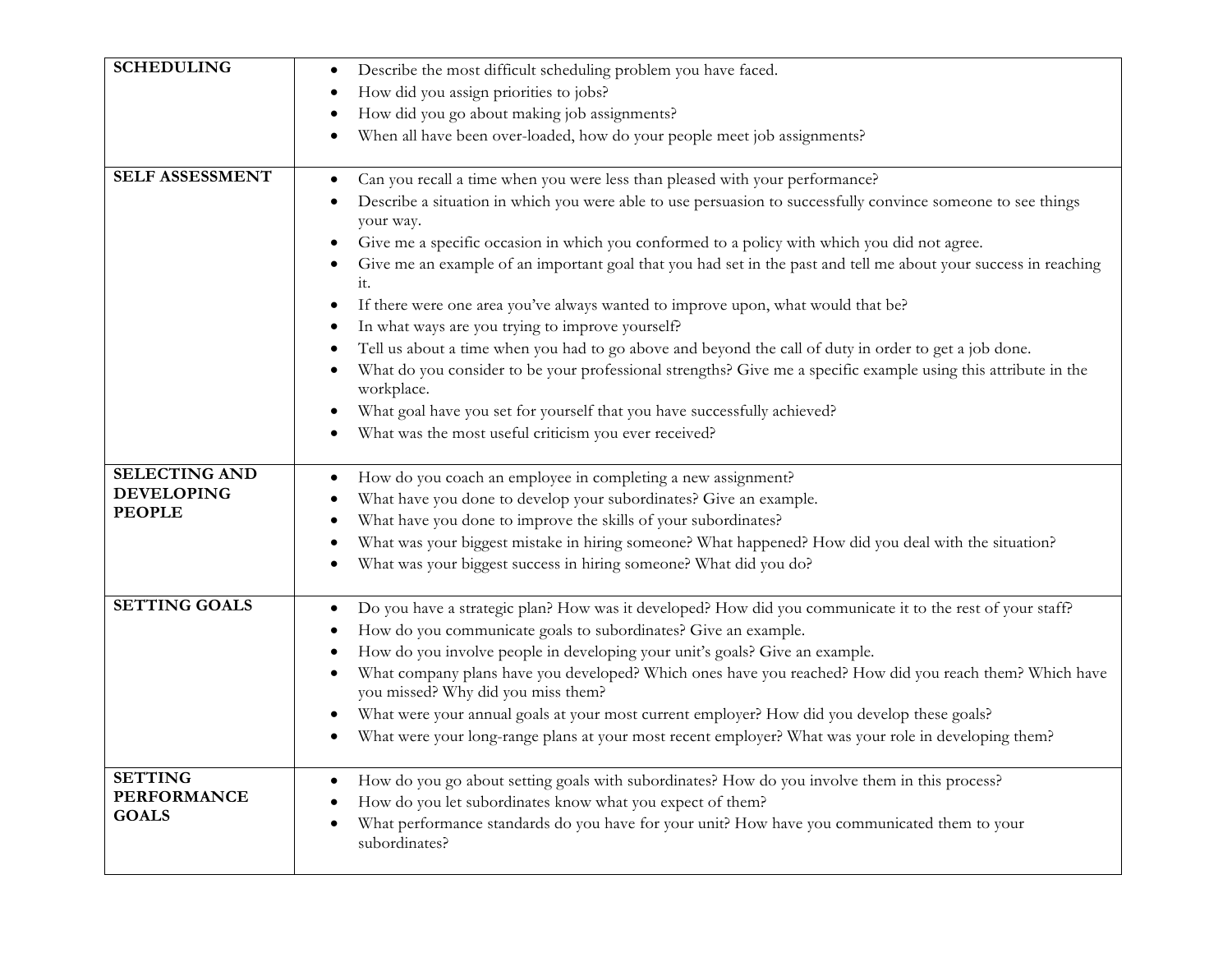| | |
|---|---|
| **SCHEDULING** | • Describe the most difficult scheduling problem you have faced.<br>• How did you assign priorities to jobs?<br>• How did you go about making job assignments?<br>• When all have been over-loaded, how do your people meet job assignments? |
| **SELF ASSESSMENT** | • Can you recall a time when you were less than pleased with your performance?<br>• Describe a situation in which you were able to use persuasion to successfully convince someone to see things your way.<br>• Give me a specific occasion in which you conformed to a policy with which you did not agree.<br>• Give me an example of an important goal that you had set in the past and tell me about your success in reaching it.<br>• If there were one area you've always wanted to improve upon, what would that be?<br>• In what ways are you trying to improve yourself?<br>• Tell us about a time when you had to go above and beyond the call of duty in order to get a job done.<br>• What do you consider to be your professional strengths? Give me a specific example using this attribute in the workplace.<br>• What goal have you set for yourself that you have successfully achieved?<br>• What was the most useful criticism you ever received? |
| **SELECTING AND DEVELOPING PEOPLE** | • How do you coach an employee in completing a new assignment?<br>• What have you done to develop your subordinates? Give an example.<br>• What have you done to improve the skills of your subordinates?<br>• What was your biggest mistake in hiring someone? What happened? How did you deal with the situation?<br>• What was your biggest success in hiring someone? What did you do? |
| **SETTING GOALS** | • Do you have a strategic plan? How was it developed? How did you communicate it to the rest of your staff?<br>• How do you communicate goals to subordinates? Give an example.<br>• How do you involve people in developing your unit's goals? Give an example.<br>• What company plans have you developed? Which ones have you reached? How did you reach them? Which have you missed? Why did you miss them?<br>• What were your annual goals at your most current employer? How did you develop these goals?<br>• What were your long-range plans at your most recent employer? What was your role in developing them? |
| **SETTING PERFORMANCE GOALS** | • How do you go about setting goals with subordinates? How do you involve them in this process?<br>• How do you let subordinates know what you expect of them?<br>• What performance standards do you have for your unit? How have you communicated them to your subordinates? |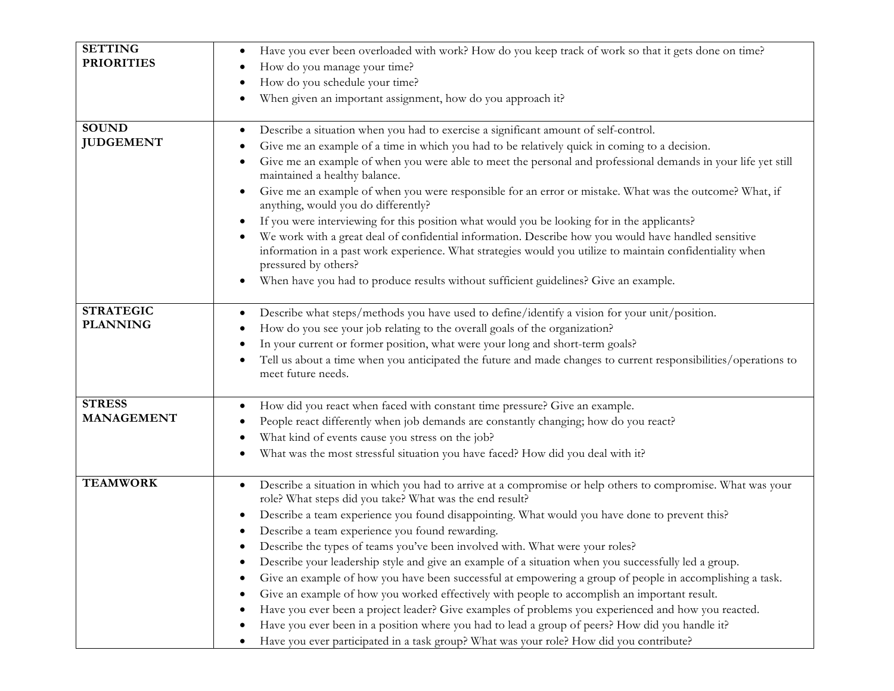| | |
|---|---|
| **SETTING PRIORITIES** | • Have you ever been overloaded with work? How do you keep track of work so that it gets done on time?<br>• How do you manage your time?<br>• How do you schedule your time?<br>• When given an important assignment, how do you approach it? |
| **SOUND JUDGEMENT** | • Describe a situation when you had to exercise a significant amount of self-control.<br>• Give me an example of a time in which you had to be relatively quick in coming to a decision.<br>• Give me an example of when you were able to meet the personal and professional demands in your life yet still maintained a healthy balance.<br>• Give me an example of when you were responsible for an error or mistake. What was the outcome? What, if anything, would you do differently?<br>• If you were interviewing for this position what would you be looking for in the applicants?<br>• We work with a great deal of confidential information. Describe how you would have handled sensitive information in a past work experience. What strategies would you utilize to maintain confidentiality when pressured by others?<br>• When have you had to produce results without sufficient guidelines? Give an example. |
| **STRATEGIC PLANNING** | • Describe what steps/methods you have used to define/identify a vision for your unit/position.<br>• How do you see your job relating to the overall goals of the organization?<br>• In your current or former position, what were your long and short-term goals?<br>• Tell us about a time when you anticipated the future and made changes to current responsibilities/operations to meet future needs. |
| **STRESS MANAGEMENT** | • How did you react when faced with constant time pressure? Give an example.<br>• People react differently when job demands are constantly changing; how do you react?<br>• What kind of events cause you stress on the job?<br>• What was the most stressful situation you have faced? How did you deal with it? |
| **TEAMWORK** | • Describe a situation in which you had to arrive at a compromise or help others to compromise. What was your role? What steps did you take? What was the end result?<br>• Describe a team experience you found disappointing. What would you have done to prevent this?<br>• Describe a team experience you found rewarding.<br>• Describe the types of teams you've been involved with. What were your roles?<br>• Describe your leadership style and give an example of a situation when you successfully led a group.<br>• Give an example of how you have been successful at empowering a group of people in accomplishing a task.<br>• Give an example of how you worked effectively with people to accomplish an important result.<br>• Have you ever been a project leader? Give examples of problems you experienced and how you reacted.<br>• Have you ever been in a position where you had to lead a group of peers? How did you handle it?<br>• Have you ever participated in a task group? What was your role? How did you contribute? |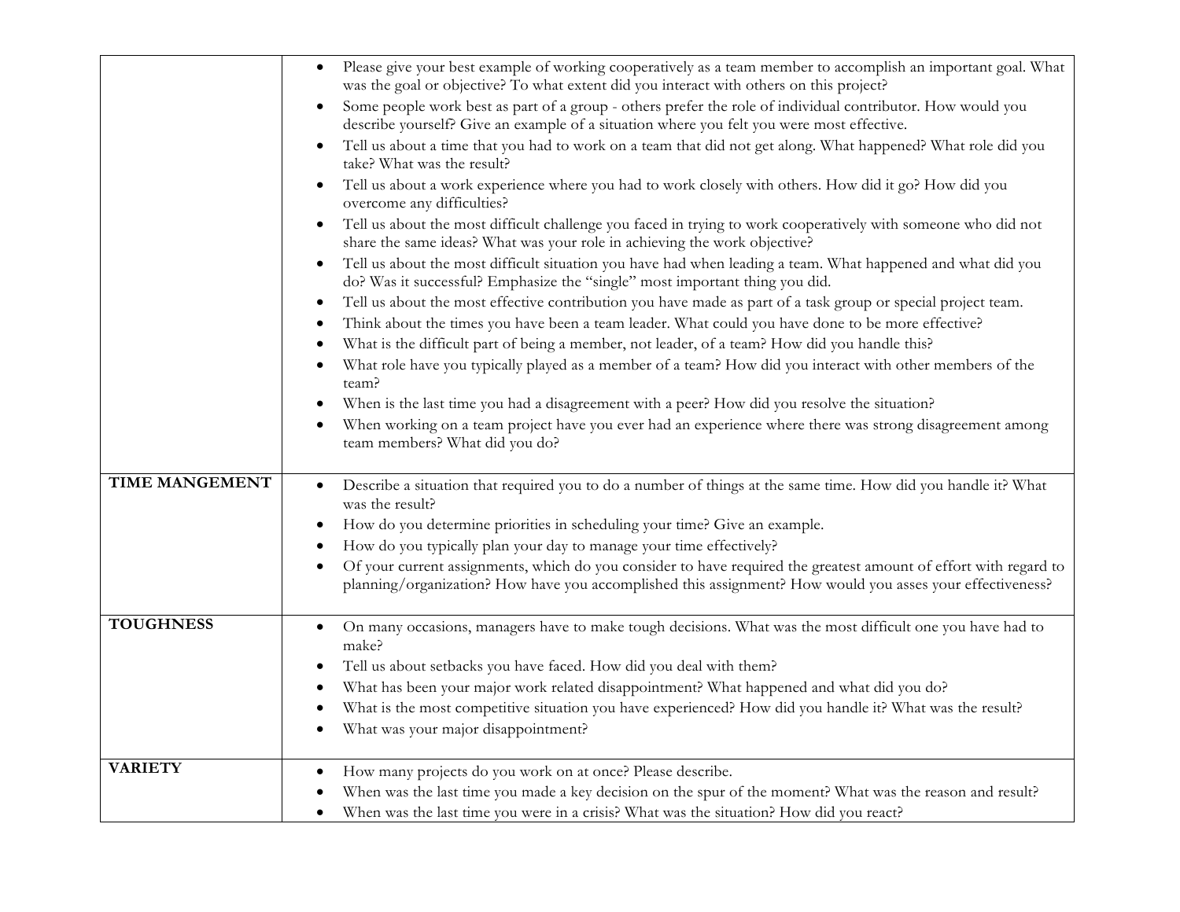| | |
|---|---|
| | • Please give your best example of working cooperatively as a team member to accomplish an important goal. What was the goal or objective? To what extent did you interact with others on this project?<br>• Some people work best as part of a group - others prefer the role of individual contributor. How would you describe yourself? Give an example of a situation where you felt you were most effective.<br>• Tell us about a time that you had to work on a team that did not get along. What happened? What role did you take? What was the result?<br>• Tell us about a work experience where you had to work closely with others. How did it go? How did you overcome any difficulties?<br>• Tell us about the most difficult challenge you faced in trying to work cooperatively with someone who did not share the same ideas? What was your role in achieving the work objective?<br>• Tell us about the most difficult situation you have had when leading a team. What happened and what did you do? Was it successful? Emphasize the "single" most important thing you did.<br>• Tell us about the most effective contribution you have made as part of a task group or special project team.<br>• Think about the times you have been a team leader. What could you have done to be more effective?<br>• What is the difficult part of being a member, not leader, of a team? How did you handle this?<br>• What role have you typically played as a member of a team? How did you interact with other members of the team?<br>• When is the last time you had a disagreement with a peer? How did you resolve the situation?<br>• When working on a team project have you ever had an experience where there was strong disagreement among team members? What did you do? |
| **TIME MANGEMENT** | • Describe a situation that required you to do a number of things at the same time. How did you handle it? What was the result?<br>• How do you determine priorities in scheduling your time? Give an example.<br>• How do you typically plan your day to manage your time effectively?<br>• Of your current assignments, which do you consider to have required the greatest amount of effort with regard to planning/organization? How have you accomplished this assignment? How would you asses your effectiveness? |
| **TOUGHNESS** | • On many occasions, managers have to make tough decisions. What was the most difficult one you have had to make?<br>• Tell us about setbacks you have faced. How did you deal with them?<br>• What has been your major work related disappointment? What happened and what did you do?<br>• What is the most competitive situation you have experienced? How did you handle it? What was the result?<br>• What was your major disappointment? |
| **VARIETY** | • How many projects do you work on at once? Please describe.<br>• When was the last time you made a key decision on the spur of the moment? What was the reason and result?<br>• When was the last time you were in a crisis? What was the situation? How did you react? |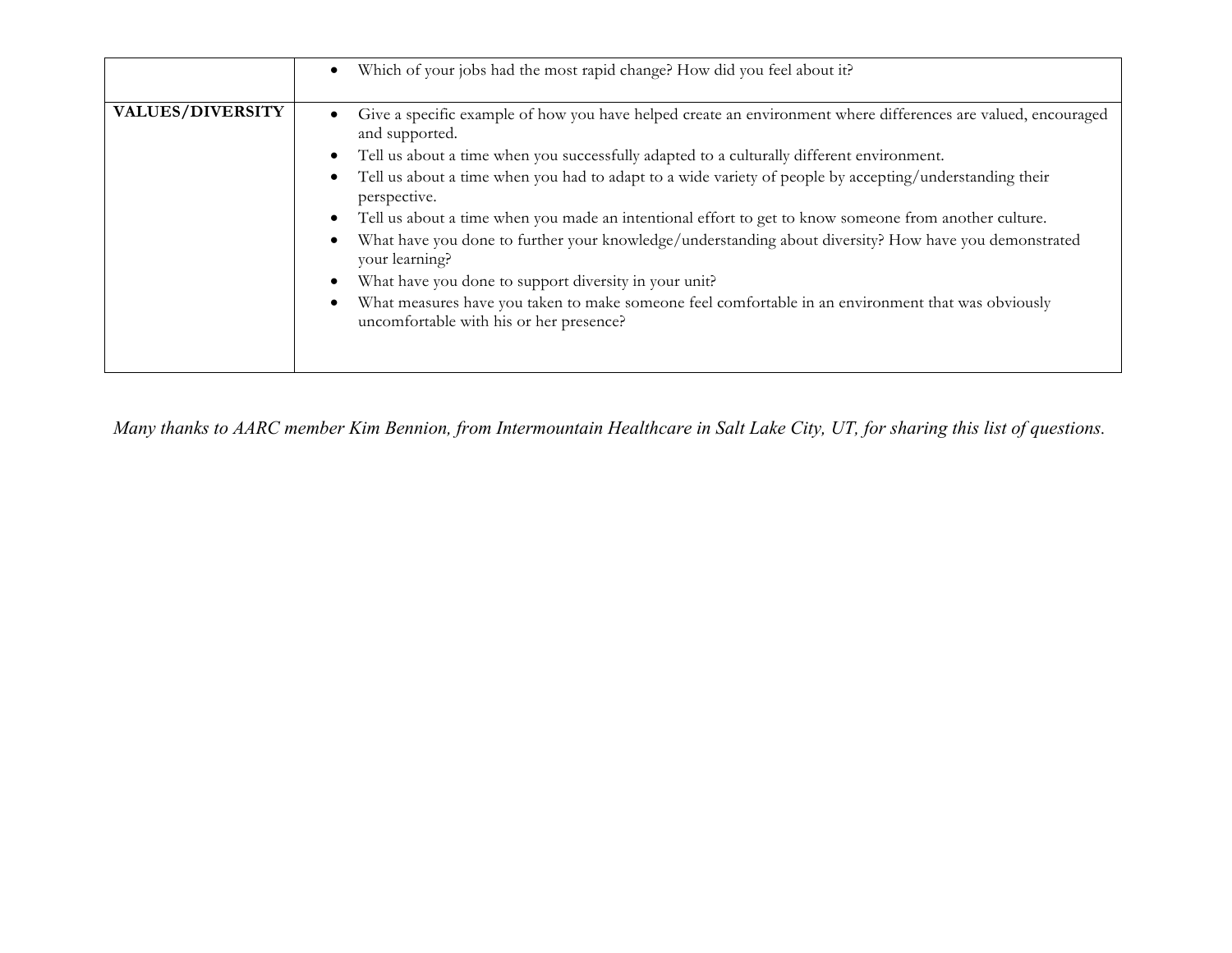| | |
|---|---|
| | • Which of your jobs had the most rapid change? How did you feel about it? |
| **VALUES/DIVERSITY** | • Give a specific example of how you have helped create an environment where differences are valued, encouraged and supported.<br>• Tell us about a time when you successfully adapted to a culturally different environment.<br>• Tell us about a time when you had to adapt to a wide variety of people by accepting/understanding their perspective.<br>• Tell us about a time when you made an intentional effort to get to know someone from another culture.<br>• What have you done to further your knowledge/understanding about diversity? How have you demonstrated your learning?<br>• What have you done to support diversity in your unit?<br>• What measures have you taken to make someone feel comfortable in an environment that was obviously uncomfortable with his or her presence? |

*Many thanks to AARC member Kim Bennion, from Intermountain Healthcare in Salt Lake City, UT, for sharing this list of questions.*